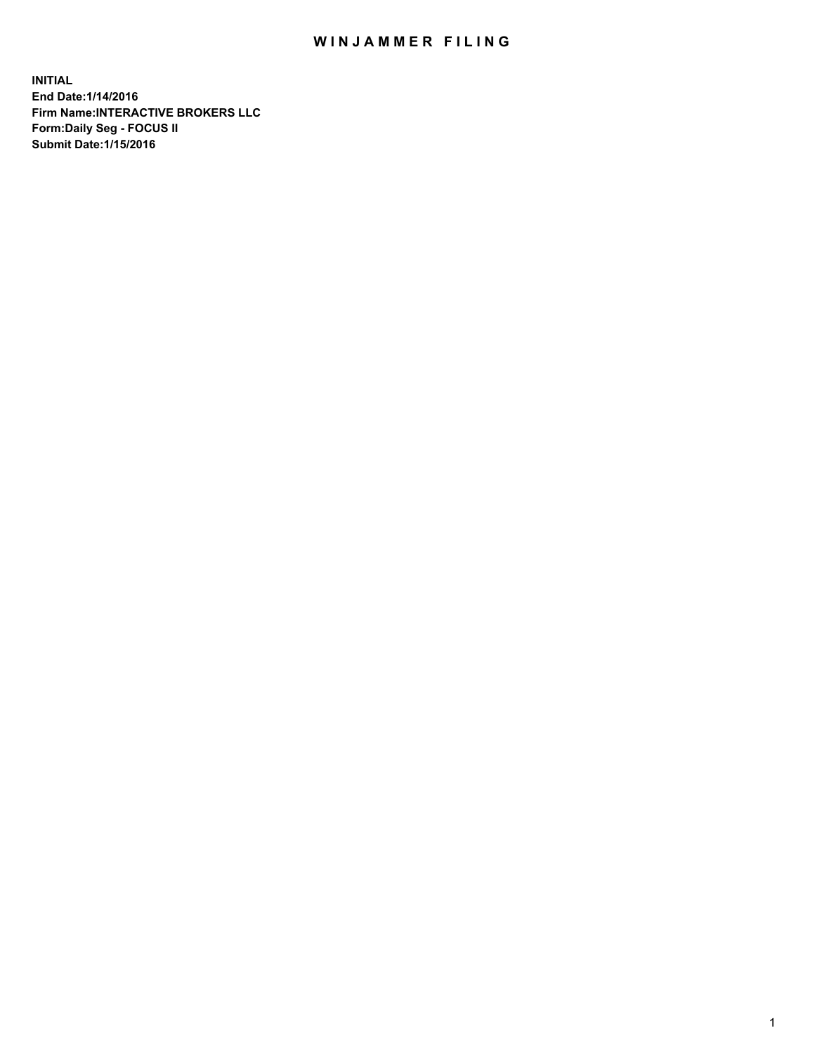# WINJAMMER FILING

**INITIAL**
**End Date:1/14/2016**
**Firm Name:INTERACTIVE BROKERS LLC**
**Form:Daily Seg - FOCUS II**
**Submit Date:1/15/2016**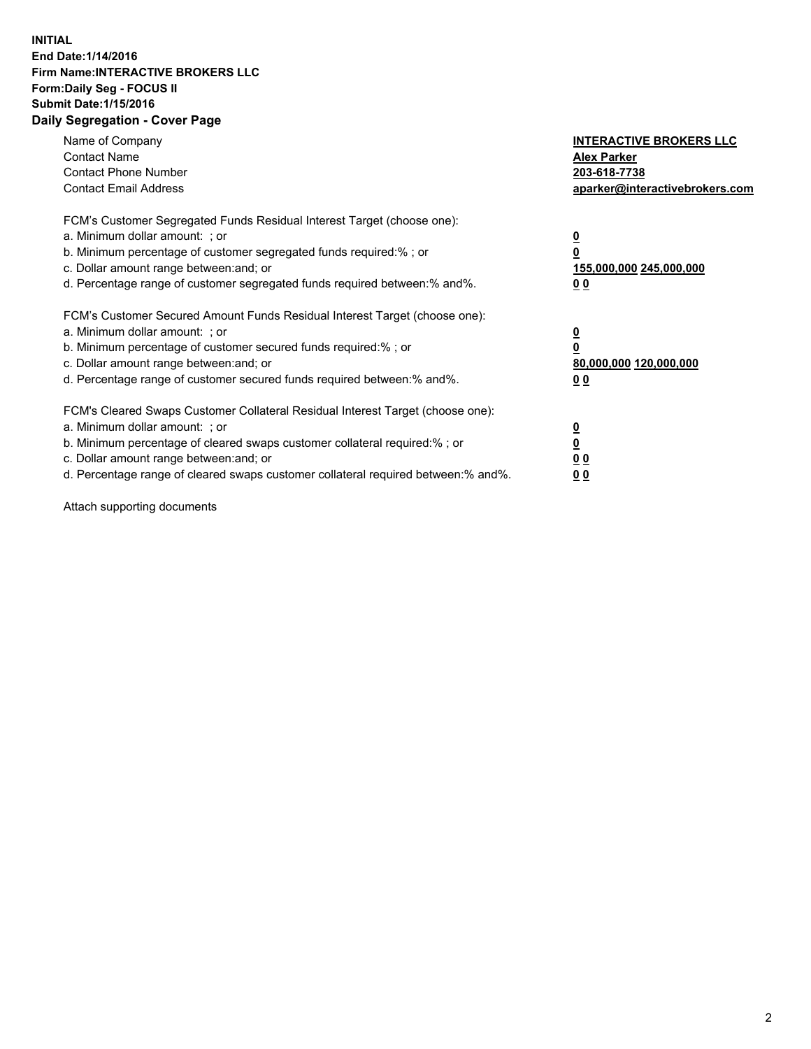**INITIAL**
**End Date:1/14/2016**
**Firm Name:INTERACTIVE BROKERS LLC**
**Form:Daily Seg - FOCUS II**
**Submit Date:1/15/2016**
**Daily Segregation - Cover Page**

| | |
|---|---|
| Name of Company | **INTERACTIVE BROKERS LLC** |
| Contact Name | **Alex Parker** |
| Contact Phone Number | **203-618-7738** |
| Contact Email Address | **aparker@interactivebrokers.com** |

FCM's Customer Segregated Funds Residual Interest Target (choose one):

| | |
|---|---|
| a. Minimum dollar amount: ; or | **0** |
| b. Minimum percentage of customer segregated funds required:% ; or | **0** |
| c. Dollar amount range between:and; or | **155,000,000 245,000,000** |
| d. Percentage range of customer segregated funds required between:% and%. | **0 0** |

FCM's Customer Secured Amount Funds Residual Interest Target (choose one):

| | |
|---|---|
| a. Minimum dollar amount: ; or | **0** |
| b. Minimum percentage of customer secured funds required:% ; or | **0** |
| c. Dollar amount range between:and; or | **80,000,000 120,000,000** |
| d. Percentage range of customer secured funds required between:% and%. | **0 0** |

FCM's Cleared Swaps Customer Collateral Residual Interest Target (choose one):

| | |
|---|---|
| a. Minimum dollar amount: ; or | **0** |
| b. Minimum percentage of cleared swaps customer collateral required:% ; or | **0** |
| c. Dollar amount range between:and; or | **0 0** |
| d. Percentage range of cleared swaps customer collateral required between:% and%. | **0 0** |

Attach supporting documents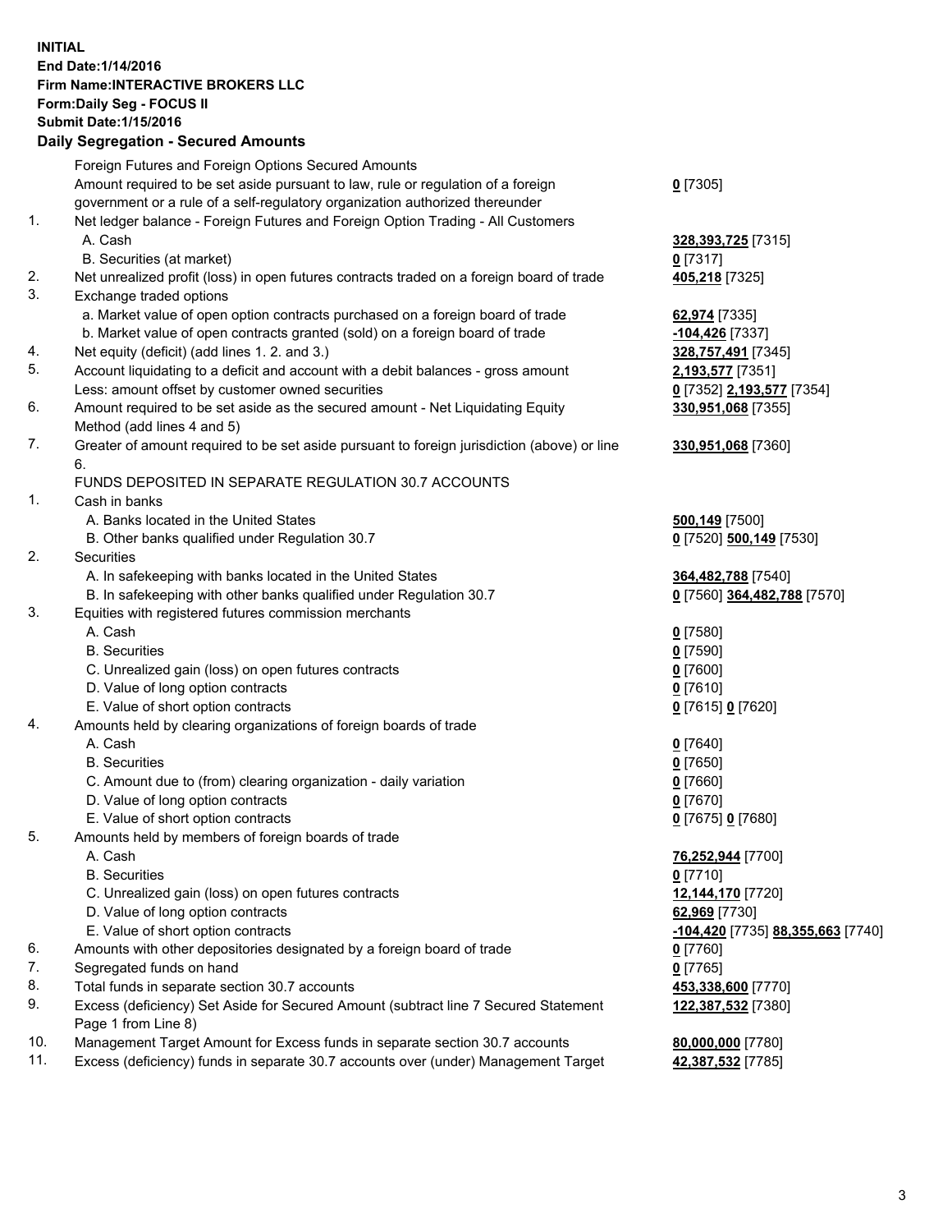**INITIAL**
**End Date:1/14/2016**
**Firm Name:INTERACTIVE BROKERS LLC**
**Form:Daily Seg - FOCUS II**
**Submit Date:1/15/2016**

## Daily Segregation - Secured Amounts

| | | |
|---|---|---|
| | Foreign Futures and Foreign Options Secured Amounts | |
| | Amount required to be set aside pursuant to law, rule or regulation of a foreign government or a rule of a self-regulatory organization authorized thereunder | **0** [7305] |
| 1. | Net ledger balance - Foreign Futures and Foreign Option Trading - All Customers | |
| | A. Cash | **328,393,725** [7315] |
| | B. Securities (at market) | **0** [7317] |
| 2. | Net unrealized profit (loss) in open futures contracts traded on a foreign board of trade | **405,218** [7325] |
| 3. | Exchange traded options | |
| | a. Market value of open option contracts purchased on a foreign board of trade | **62,974** [7335] |
| | b. Market value of open contracts granted (sold) on a foreign board of trade | **-104,426** [7337] |
| 4. | Net equity (deficit) (add lines 1. 2. and 3.) | **328,757,491** [7345] |
| 5. | Account liquidating to a deficit and account with a debit balances - gross amount | **2,193,577** [7351] |
| | Less: amount offset by customer owned securities | **0** [7352] **2,193,577** [7354] |
| 6. | Amount required to be set aside as the secured amount - Net Liquidating Equity Method (add lines 4 and 5) | **330,951,068** [7355] |
| 7. | Greater of amount required to be set aside pursuant to foreign jurisdiction (above) or line 6. | **330,951,068** [7360] |
| | FUNDS DEPOSITED IN SEPARATE REGULATION 30.7 ACCOUNTS | |
| 1. | Cash in banks | |
| | A. Banks located in the United States | **500,149** [7500] |
| | B. Other banks qualified under Regulation 30.7 | **0** [7520] **500,149** [7530] |
| 2. | Securities | |
| | A. In safekeeping with banks located in the United States | **364,482,788** [7540] |
| | B. In safekeeping with other banks qualified under Regulation 30.7 | **0** [7560] **364,482,788** [7570] |
| 3. | Equities with registered futures commission merchants | |
| | A. Cash | **0** [7580] |
| | B. Securities | **0** [7590] |
| | C. Unrealized gain (loss) on open futures contracts | **0** [7600] |
| | D. Value of long option contracts | **0** [7610] |
| | E. Value of short option contracts | **0** [7615] **0** [7620] |
| 4. | Amounts held by clearing organizations of foreign boards of trade | |
| | A. Cash | **0** [7640] |
| | B. Securities | **0** [7650] |
| | C. Amount due to (from) clearing organization - daily variation | **0** [7660] |
| | D. Value of long option contracts | **0** [7670] |
| | E. Value of short option contracts | **0** [7675] **0** [7680] |
| 5. | Amounts held by members of foreign boards of trade | |
| | A. Cash | **76,252,944** [7700] |
| | B. Securities | **0** [7710] |
| | C. Unrealized gain (loss) on open futures contracts | **12,144,170** [7720] |
| | D. Value of long option contracts | **62,969** [7730] |
| | E. Value of short option contracts | **-104,420** [7735] **88,355,663** [7740] |
| 6. | Amounts with other depositories designated by a foreign board of trade | **0** [7760] |
| 7. | Segregated funds on hand | **0** [7765] |
| 8. | Total funds in separate section 30.7 accounts | **453,338,600** [7770] |
| 9. | Excess (deficiency) Set Aside for Secured Amount (subtract line 7 Secured Statement Page 1 from Line 8) | **122,387,532** [7380] |
| 10. | Management Target Amount for Excess funds in separate section 30.7 accounts | **80,000,000** [7780] |
| 11. | Excess (deficiency) funds in separate 30.7 accounts over (under) Management Target | **42,387,532** [7785] |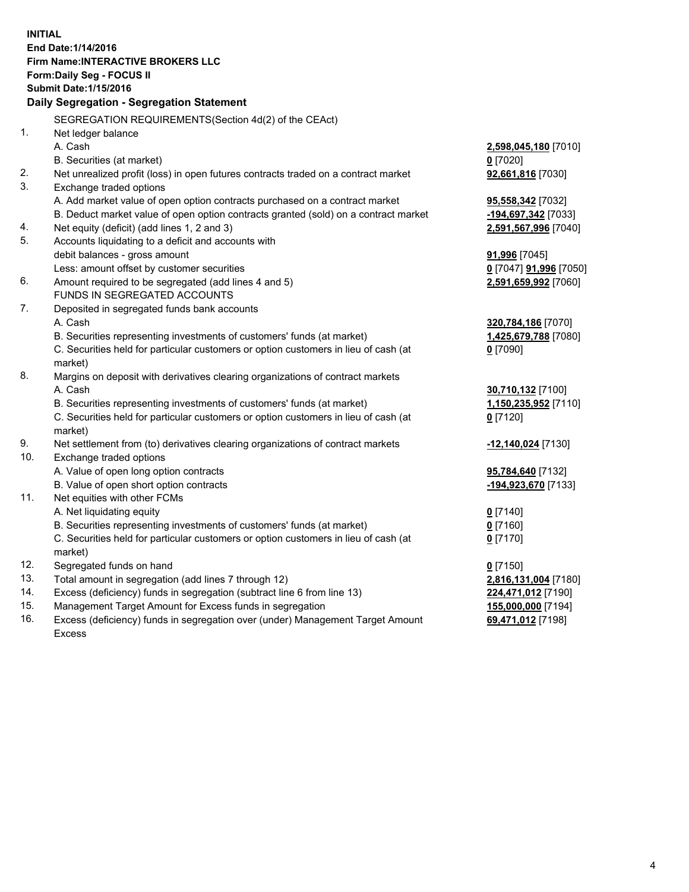**INITIAL**
**End Date:1/14/2016**
**Firm Name:INTERACTIVE BROKERS LLC**
**Form:Daily Seg - FOCUS II**
**Submit Date:1/15/2016**

**Daily Segregation - Segregation Statement**

| | | |
|---|---|---|
| | SEGREGATION REQUIREMENTS(Section 4d(2) of the CEAct) | |
| 1. | Net ledger balance | |
| | A. Cash | **2,598,045,180** [7010] |
| | B. Securities (at market) | **0** [7020] |
| 2. | Net unrealized profit (loss) in open futures contracts traded on a contract market | **92,661,816** [7030] |
| 3. | Exchange traded options | |
| | A. Add market value of open option contracts purchased on a contract market | **95,558,342** [7032] |
| | B. Deduct market value of open option contracts granted (sold) on a contract market | **-194,697,342** [7033] |
| 4. | Net equity (deficit) (add lines 1, 2 and 3) | **2,591,567,996** [7040] |
| 5. | Accounts liquidating to a deficit and accounts with debit balances - gross amount | **91,996** [7045] |
| | Less: amount offset by customer securities | **0** [7047] **91,996** [7050] |
| 6. | Amount required to be segregated (add lines 4 and 5) | **2,591,659,992** [7060] |
| | FUNDS IN SEGREGATED ACCOUNTS | |
| 7. | Deposited in segregated funds bank accounts | |
| | A. Cash | **320,784,186** [7070] |
| | B. Securities representing investments of customers' funds (at market) | **1,425,679,788** [7080] |
| | C. Securities held for particular customers or option customers in lieu of cash (at market) | **0** [7090] |
| 8. | Margins on deposit with derivatives clearing organizations of contract markets | |
| | A. Cash | **30,710,132** [7100] |
| | B. Securities representing investments of customers' funds (at market) | **1,150,235,952** [7110] |
| | C. Securities held for particular customers or option customers in lieu of cash (at market) | **0** [7120] |
| 9. | Net settlement from (to) derivatives clearing organizations of contract markets | **-12,140,024** [7130] |
| 10. | Exchange traded options | |
| | A. Value of open long option contracts | **95,784,640** [7132] |
| | B. Value of open short option contracts | **-194,923,670** [7133] |
| 11. | Net equities with other FCMs | |
| | A. Net liquidating equity | **0** [7140] |
| | B. Securities representing investments of customers' funds (at market) | **0** [7160] |
| | C. Securities held for particular customers or option customers in lieu of cash (at market) | **0** [7170] |
| 12. | Segregated funds on hand | **0** [7150] |
| 13. | Total amount in segregation (add lines 7 through 12) | **2,816,131,004** [7180] |
| 14. | Excess (deficiency) funds in segregation (subtract line 6 from line 13) | **224,471,012** [7190] |
| 15. | Management Target Amount for Excess funds in segregation | **155,000,000** [7194] |
| 16. | Excess (deficiency) funds in segregation over (under) Management Target Amount Excess | **69,471,012** [7198] |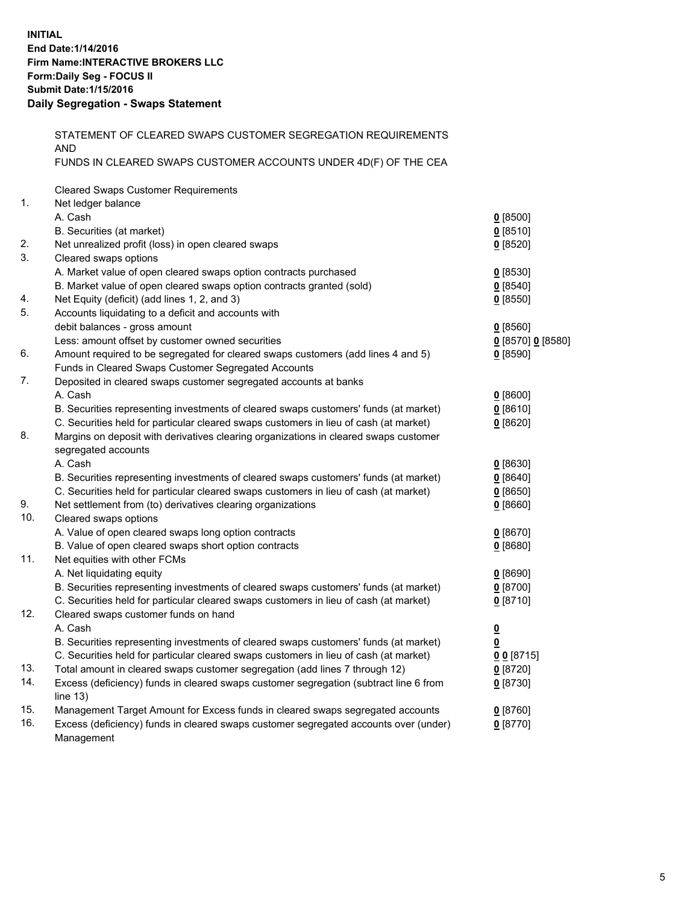**INITIAL**
**End Date:1/14/2016**
**Firm Name:INTERACTIVE BROKERS LLC**
**Form:Daily Seg - FOCUS II**
**Submit Date:1/15/2016**
**Daily Segregation - Swaps Statement**

STATEMENT OF CLEARED SWAPS CUSTOMER SEGREGATION REQUIREMENTS AND FUNDS IN CLEARED SWAPS CUSTOMER ACCOUNTS UNDER 4D(F) OF THE CEA

| | | |
|---|---|---|
| | Cleared Swaps Customer Requirements | |
| 1. | Net ledger balance | |
| | A. Cash | 0 [8500] |
| | B. Securities (at market) | 0 [8510] |
| 2. | Net unrealized profit (loss) in open cleared swaps | 0 [8520] |
| 3. | Cleared swaps options | |
| | A. Market value of open cleared swaps option contracts purchased | 0 [8530] |
| | B. Market value of open cleared swaps option contracts granted (sold) | 0 [8540] |
| 4. | Net Equity (deficit) (add lines 1, 2, and 3) | 0 [8550] |
| 5. | Accounts liquidating to a deficit and accounts with debit balances - gross amount | 0 [8560] |
| | Less: amount offset by customer owned securities | 0 [8570] 0 [8580] |
| 6. | Amount required to be segregated for cleared swaps customers (add lines 4 and 5) | 0 [8590] |
| | Funds in Cleared Swaps Customer Segregated Accounts | |
| 7. | Deposited in cleared swaps customer segregated accounts at banks | |
| | A. Cash | 0 [8600] |
| | B. Securities representing investments of cleared swaps customers' funds (at market) | 0 [8610] |
| | C. Securities held for particular cleared swaps customers in lieu of cash (at market) | 0 [8620] |
| 8. | Margins on deposit with derivatives clearing organizations in cleared swaps customer segregated accounts | |
| | A. Cash | 0 [8630] |
| | B. Securities representing investments of cleared swaps customers' funds (at market) | 0 [8640] |
| | C. Securities held for particular cleared swaps customers in lieu of cash (at market) | 0 [8650] |
| 9. | Net settlement from (to) derivatives clearing organizations | 0 [8660] |
| 10. | Cleared swaps options | |
| | A. Value of open cleared swaps long option contracts | 0 [8670] |
| | B. Value of open cleared swaps short option contracts | 0 [8680] |
| 11. | Net equities with other FCMs | |
| | A. Net liquidating equity | 0 [8690] |
| | B. Securities representing investments of cleared swaps customers' funds (at market) | 0 [8700] |
| | C. Securities held for particular cleared swaps customers in lieu of cash (at market) | 0 [8710] |
| 12. | Cleared swaps customer funds on hand | |
| | A. Cash | 0 |
| | B. Securities representing investments of cleared swaps customers' funds (at market) | 0 |
| | C. Securities held for particular cleared swaps customers in lieu of cash (at market) | 0 0 [8715] |
| 13. | Total amount in cleared swaps customer segregation (add lines 7 through 12) | 0 [8720] |
| 14. | Excess (deficiency) funds in cleared swaps customer segregation (subtract line 6 from line 13) | 0 [8730] |
| 15. | Management Target Amount for Excess funds in cleared swaps segregated accounts | 0 [8760] |
| 16. | Excess (deficiency) funds in cleared swaps customer segregated accounts over (under) Management | 0 [8770] |